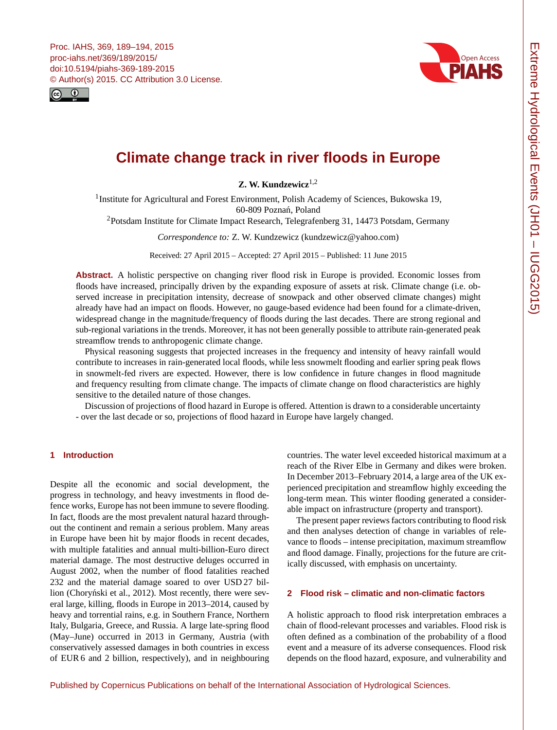# Climate change track in river floods in Europe

**Z. W. Kundzewicz**[1,2]

[1]Institute for Agricultural and Forest Environment, Polish Academy of Sciences, Bukowska 19, 60-809 Poznań, Poland

[2]Potsdam Institute for Climate Impact Research, Telegrafenberg 31, 14473 Potsdam, Germany

*Correspondence to:* Z. W. Kundzewicz (kundzewicz@yahoo.com)

Received: 27 April 2015 – Accepted: 27 April 2015 – Published: 11 June 2015

**Abstract.** A holistic perspective on changing river flood risk in Europe is provided. Economic losses from floods have increased, principally driven by the expanding exposure of assets at risk. Climate change (i.e. observed increase in precipitation intensity, decrease of snowpack and other observed climate changes) might already have had an impact on floods. However, no gauge-based evidence had been found for a climate-driven, widespread change in the magnitude/frequency of floods during the last decades. There are strong regional and sub-regional variations in the trends. Moreover, it has not been generally possible to attribute rain-generated peak streamflow trends to anthropogenic climate change.

Physical reasoning suggests that projected increases in the frequency and intensity of heavy rainfall would contribute to increases in rain-generated local floods, while less snowmelt flooding and earlier spring peak flows in snowmelt-fed rivers are expected. However, there is low confidence in future changes in flood magnitude and frequency resulting from climate change. The impacts of climate change on flood characteristics are highly sensitive to the detailed nature of those changes.

Discussion of projections of flood hazard in Europe is offered. Attention is drawn to a considerable uncertainty - over the last decade or so, projections of flood hazard in Europe have largely changed.

## 1 Introduction

Despite all the economic and social development, the progress in technology, and heavy investments in flood defence works, Europe has not been immune to severe flooding. In fact, floods are the most prevalent natural hazard throughout the continent and remain a serious problem. Many areas in Europe have been hit by major floods in recent decades, with multiple fatalities and annual multi-billion-Euro direct material damage. The most destructive deluges occurred in August 2002, when the number of flood fatalities reached 232 and the material damage soared to over USD 27 billion (Choryński et al., 2012). Most recently, there were several large, killing, floods in Europe in 2013–2014, caused by heavy and torrential rains, e.g. in Southern France, Northern Italy, Bulgaria, Greece, and Russia. A large late-spring flood (May–June) occurred in 2013 in Germany, Austria (with conservatively assessed damages in both countries in excess of EUR 6 and 2 billion, respectively), and in neighbouring countries. The water level exceeded historical maximum at a reach of the River Elbe in Germany and dikes were broken. In December 2013–February 2014, a large area of the UK experienced precipitation and streamflow highly exceeding the long-term mean. This winter flooding generated a considerable impact on infrastructure (property and transport).

The present paper reviews factors contributing to flood risk and then analyses detection of change in variables of relevance to floods – intense precipitation, maximum streamflow and flood damage. Finally, projections for the future are critically discussed, with emphasis on uncertainty.

## 2 Flood risk – climatic and non-climatic factors

A holistic approach to flood risk interpretation embraces a chain of flood-relevant processes and variables. Flood risk is often defined as a combination of the probability of a flood event and a measure of its adverse consequences. Flood risk depends on the flood hazard, exposure, and vulnerability and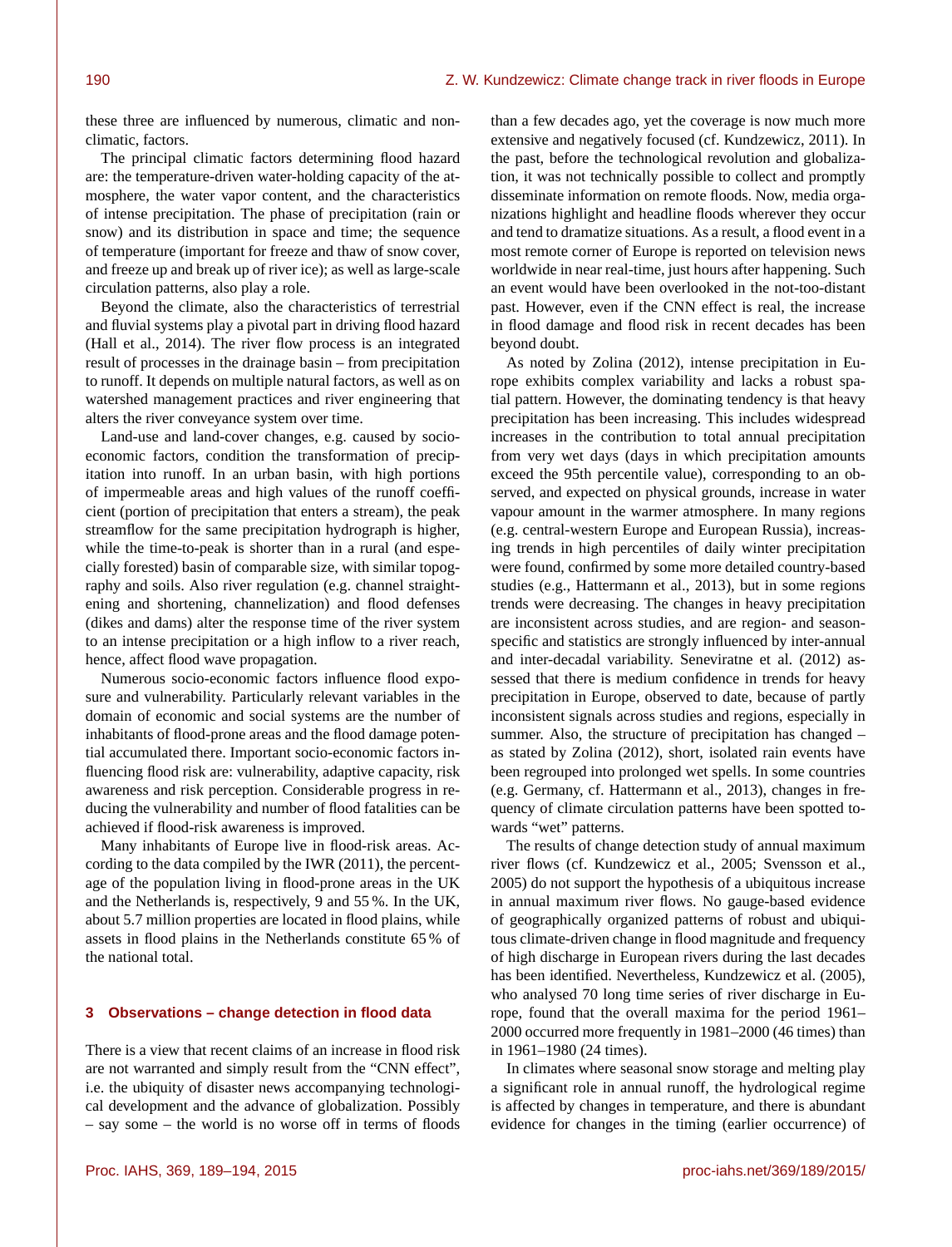these three are influenced by numerous, climatic and non-climatic, factors.

The principal climatic factors determining flood hazard are: the temperature-driven water-holding capacity of the atmosphere, the water vapor content, and the characteristics of intense precipitation. The phase of precipitation (rain or snow) and its distribution in space and time; the sequence of temperature (important for freeze and thaw of snow cover, and freeze up and break up of river ice); as well as large-scale circulation patterns, also play a role.

Beyond the climate, also the characteristics of terrestrial and fluvial systems play a pivotal part in driving flood hazard (Hall et al., 2014). The river flow process is an integrated result of processes in the drainage basin – from precipitation to runoff. It depends on multiple natural factors, as well as on watershed management practices and river engineering that alters the river conveyance system over time.

Land-use and land-cover changes, e.g. caused by socio-economic factors, condition the transformation of precipitation into runoff. In an urban basin, with high portions of impermeable areas and high values of the runoff coefficient (portion of precipitation that enters a stream), the peak streamflow for the same precipitation hydrograph is higher, while the time-to-peak is shorter than in a rural (and especially forested) basin of comparable size, with similar topography and soils. Also river regulation (e.g. channel straightening and shortening, channelization) and flood defenses (dikes and dams) alter the response time of the river system to an intense precipitation or a high inflow to a river reach, hence, affect flood wave propagation.

Numerous socio-economic factors influence flood exposure and vulnerability. Particularly relevant variables in the domain of economic and social systems are the number of inhabitants of flood-prone areas and the flood damage potential accumulated there. Important socio-economic factors influencing flood risk are: vulnerability, adaptive capacity, risk awareness and risk perception. Considerable progress in reducing the vulnerability and number of flood fatalities can be achieved if flood-risk awareness is improved.

Many inhabitants of Europe live in flood-risk areas. According to the data compiled by the IWR (2011), the percentage of the population living in flood-prone areas in the UK and the Netherlands is, respectively, 9 and 55 %. In the UK, about 5.7 million properties are located in flood plains, while assets in flood plains in the Netherlands constitute 65 % of the national total.

## 3 Observations – change detection in flood data

There is a view that recent claims of an increase in flood risk are not warranted and simply result from the "CNN effect", i.e. the ubiquity of disaster news accompanying technological development and the advance of globalization. Possibly – say some – the world is no worse off in terms of floods than a few decades ago, yet the coverage is now much more extensive and negatively focused (cf. Kundzewicz, 2011). In the past, before the technological revolution and globalization, it was not technically possible to collect and promptly disseminate information on remote floods. Now, media organizations highlight and headline floods wherever they occur and tend to dramatize situations. As a result, a flood event in a most remote corner of Europe is reported on television news worldwide in near real-time, just hours after happening. Such an event would have been overlooked in the not-too-distant past. However, even if the CNN effect is real, the increase in flood damage and flood risk in recent decades has been beyond doubt.

As noted by Zolina (2012), intense precipitation in Europe exhibits complex variability and lacks a robust spatial pattern. However, the dominating tendency is that heavy precipitation has been increasing. This includes widespread increases in the contribution to total annual precipitation from very wet days (days in which precipitation amounts exceed the 95th percentile value), corresponding to an observed, and expected on physical grounds, increase in water vapour amount in the warmer atmosphere. In many regions (e.g. central-western Europe and European Russia), increasing trends in high percentiles of daily winter precipitation were found, confirmed by some more detailed country-based studies (e.g., Hattermann et al., 2013), but in some regions trends were decreasing. The changes in heavy precipitation are inconsistent across studies, and are region- and season-specific and statistics are strongly influenced by inter-annual and inter-decadal variability. Seneviratne et al. (2012) assessed that there is medium confidence in trends for heavy precipitation in Europe, observed to date, because of partly inconsistent signals across studies and regions, especially in summer. Also, the structure of precipitation has changed – as stated by Zolina (2012), short, isolated rain events have been regrouped into prolonged wet spells. In some countries (e.g. Germany, cf. Hattermann et al., 2013), changes in frequency of climate circulation patterns have been spotted towards "wet" patterns.

The results of change detection study of annual maximum river flows (cf. Kundzewicz et al., 2005; Svensson et al., 2005) do not support the hypothesis of a ubiquitous increase in annual maximum river flows. No gauge-based evidence of geographically organized patterns of robust and ubiquitous climate-driven change in flood magnitude and frequency of high discharge in European rivers during the last decades has been identified. Nevertheless, Kundzewicz et al. (2005), who analysed 70 long time series of river discharge in Europe, found that the overall maxima for the period 1961–2000 occurred more frequently in 1981–2000 (46 times) than in 1961–1980 (24 times).

In climates where seasonal snow storage and melting play a significant role in annual runoff, the hydrological regime is affected by changes in temperature, and there is abundant evidence for changes in the timing (earlier occurrence) of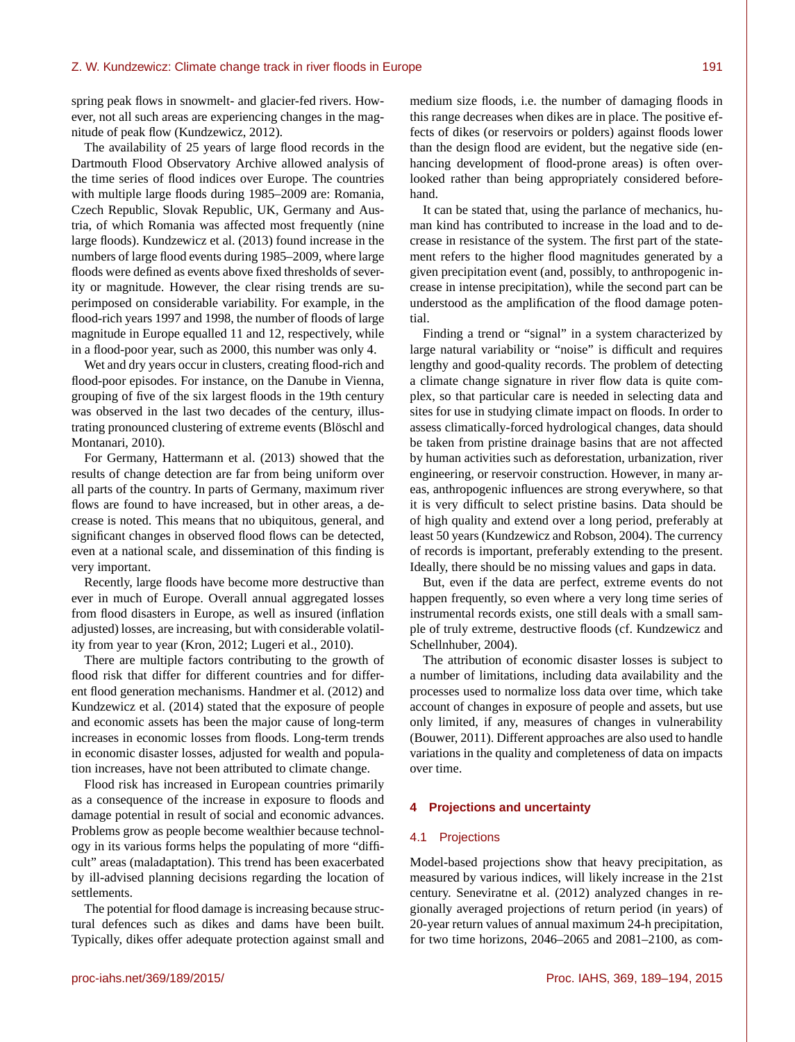spring peak flows in snowmelt- and glacier-fed rivers. However, not all such areas are experiencing changes in the magnitude of peak flow (Kundzewicz, 2012).

The availability of 25 years of large flood records in the Dartmouth Flood Observatory Archive allowed analysis of the time series of flood indices over Europe. The countries with multiple large floods during 1985–2009 are: Romania, Czech Republic, Slovak Republic, UK, Germany and Austria, of which Romania was affected most frequently (nine large floods). Kundzewicz et al. (2013) found increase in the numbers of large flood events during 1985–2009, where large floods were defined as events above fixed thresholds of severity or magnitude. However, the clear rising trends are superimposed on considerable variability. For example, in the flood-rich years 1997 and 1998, the number of floods of large magnitude in Europe equalled 11 and 12, respectively, while in a flood-poor year, such as 2000, this number was only 4.

Wet and dry years occur in clusters, creating flood-rich and flood-poor episodes. For instance, on the Danube in Vienna, grouping of five of the six largest floods in the 19th century was observed in the last two decades of the century, illustrating pronounced clustering of extreme events (Blöschl and Montanari, 2010).

For Germany, Hattermann et al. (2013) showed that the results of change detection are far from being uniform over all parts of the country. In parts of Germany, maximum river flows are found to have increased, but in other areas, a decrease is noted. This means that no ubiquitous, general, and significant changes in observed flood flows can be detected, even at a national scale, and dissemination of this finding is very important.

Recently, large floods have become more destructive than ever in much of Europe. Overall annual aggregated losses from flood disasters in Europe, as well as insured (inflation adjusted) losses, are increasing, but with considerable volatility from year to year (Kron, 2012; Lugeri et al., 2010).

There are multiple factors contributing to the growth of flood risk that differ for different countries and for different flood generation mechanisms. Handmer et al. (2012) and Kundzewicz et al. (2014) stated that the exposure of people and economic assets has been the major cause of long-term increases in economic losses from floods. Long-term trends in economic disaster losses, adjusted for wealth and population increases, have not been attributed to climate change.

Flood risk has increased in European countries primarily as a consequence of the increase in exposure to floods and damage potential in result of social and economic advances. Problems grow as people become wealthier because technology in its various forms helps the populating of more "difficult" areas (maladaptation). This trend has been exacerbated by ill-advised planning decisions regarding the location of settlements.

The potential for flood damage is increasing because structural defences such as dikes and dams have been built. Typically, dikes offer adequate protection against small and medium size floods, i.e. the number of damaging floods in this range decreases when dikes are in place. The positive effects of dikes (or reservoirs or polders) against floods lower than the design flood are evident, but the negative side (enhancing development of flood-prone areas) is often overlooked rather than being appropriately considered beforehand.

It can be stated that, using the parlance of mechanics, human kind has contributed to increase in the load and to decrease in resistance of the system. The first part of the statement refers to the higher flood magnitudes generated by a given precipitation event (and, possibly, to anthropogenic increase in intense precipitation), while the second part can be understood as the amplification of the flood damage potential.

Finding a trend or "signal" in a system characterized by large natural variability or "noise" is difficult and requires lengthy and good-quality records. The problem of detecting a climate change signature in river flow data is quite complex, so that particular care is needed in selecting data and sites for use in studying climate impact on floods. In order to assess climatically-forced hydrological changes, data should be taken from pristine drainage basins that are not affected by human activities such as deforestation, urbanization, river engineering, or reservoir construction. However, in many areas, anthropogenic influences are strong everywhere, so that it is very difficult to select pristine basins. Data should be of high quality and extend over a long period, preferably at least 50 years (Kundzewicz and Robson, 2004). The currency of records is important, preferably extending to the present. Ideally, there should be no missing values and gaps in data.

But, even if the data are perfect, extreme events do not happen frequently, so even where a very long time series of instrumental records exists, one still deals with a small sample of truly extreme, destructive floods (cf. Kundzewicz and Schellnhuber, 2004).

The attribution of economic disaster losses is subject to a number of limitations, including data availability and the processes used to normalize loss data over time, which take account of changes in exposure of people and assets, but use only limited, if any, measures of changes in vulnerability (Bouwer, 2011). Different approaches are also used to handle variations in the quality and completeness of data on impacts over time.

## 4 Projections and uncertainty

### 4.1 Projections

Model-based projections show that heavy precipitation, as measured by various indices, will likely increase in the 21st century. Seneviratne et al. (2012) analyzed changes in regionally averaged projections of return period (in years) of 20-year return values of annual maximum 24-h precipitation, for two time horizons, 2046–2065 and 2081–2100, as com-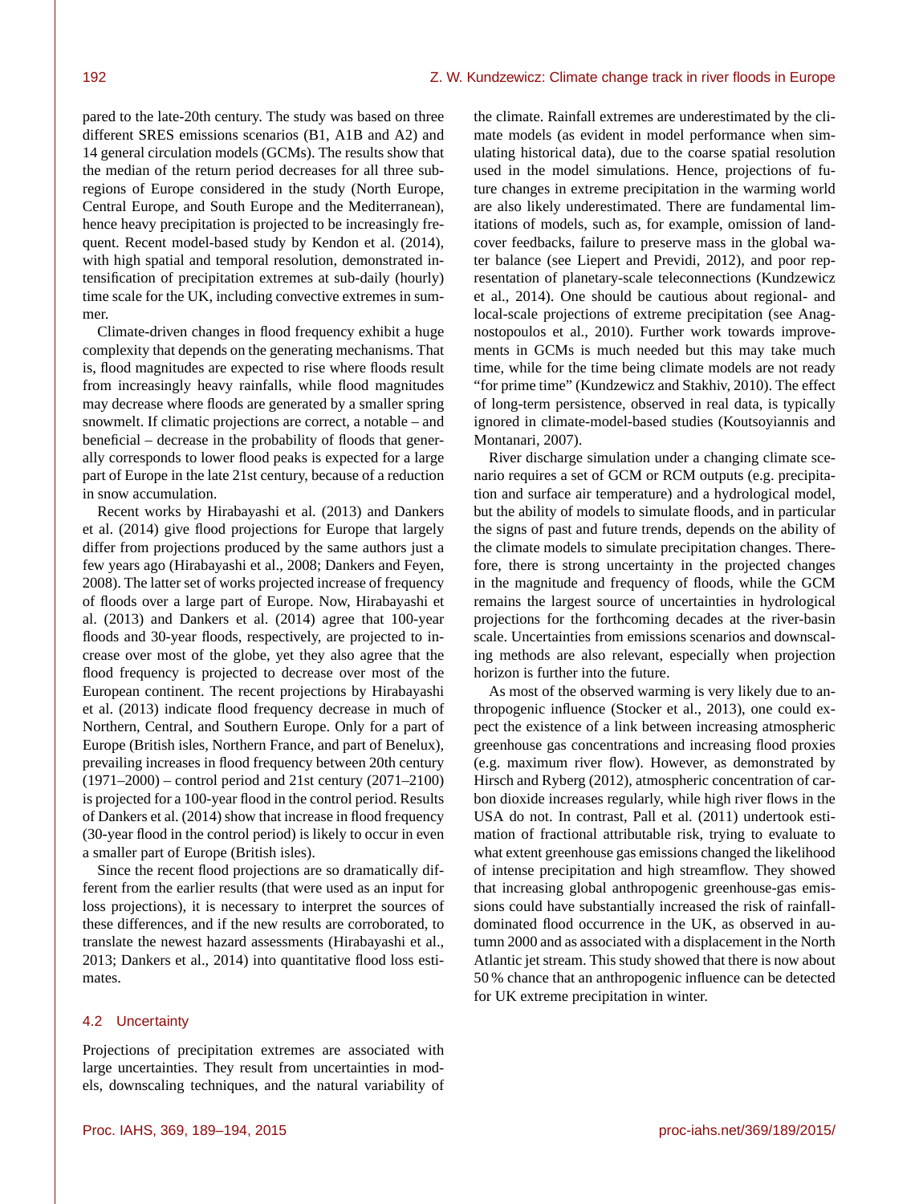pared to the late-20th century. The study was based on three different SRES emissions scenarios (B1, A1B and A2) and 14 general circulation models (GCMs). The results show that the median of the return period decreases for all three subregions of Europe considered in the study (North Europe, Central Europe, and South Europe and the Mediterranean), hence heavy precipitation is projected to be increasingly frequent. Recent model-based study by Kendon et al. (2014), with high spatial and temporal resolution, demonstrated intensification of precipitation extremes at sub-daily (hourly) time scale for the UK, including convective extremes in summer.

Climate-driven changes in flood frequency exhibit a huge complexity that depends on the generating mechanisms. That is, flood magnitudes are expected to rise where floods result from increasingly heavy rainfalls, while flood magnitudes may decrease where floods are generated by a smaller spring snowmelt. If climatic projections are correct, a notable – and beneficial – decrease in the probability of floods that generally corresponds to lower flood peaks is expected for a large part of Europe in the late 21st century, because of a reduction in snow accumulation.

Recent works by Hirabayashi et al. (2013) and Dankers et al. (2014) give flood projections for Europe that largely differ from projections produced by the same authors just a few years ago (Hirabayashi et al., 2008; Dankers and Feyen, 2008). The latter set of works projected increase of frequency of floods over a large part of Europe. Now, Hirabayashi et al. (2013) and Dankers et al. (2014) agree that 100-year floods and 30-year floods, respectively, are projected to increase over most of the globe, yet they also agree that the flood frequency is projected to decrease over most of the European continent. The recent projections by Hirabayashi et al. (2013) indicate flood frequency decrease in much of Northern, Central, and Southern Europe. Only for a part of Europe (British isles, Northern France, and part of Benelux), prevailing increases in flood frequency between 20th century (1971–2000) – control period and 21st century (2071–2100) is projected for a 100-year flood in the control period. Results of Dankers et al. (2014) show that increase in flood frequency (30-year flood in the control period) is likely to occur in even a smaller part of Europe (British isles).

Since the recent flood projections are so dramatically different from the earlier results (that were used as an input for loss projections), it is necessary to interpret the sources of these differences, and if the new results are corroborated, to translate the newest hazard assessments (Hirabayashi et al., 2013; Dankers et al., 2014) into quantitative flood loss estimates.

### 4.2 Uncertainty

Projections of precipitation extremes are associated with large uncertainties. They result from uncertainties in models, downscaling techniques, and the natural variability of the climate. Rainfall extremes are underestimated by the climate models (as evident in model performance when simulating historical data), due to the coarse spatial resolution used in the model simulations. Hence, projections of future changes in extreme precipitation in the warming world are also likely underestimated. There are fundamental limitations of models, such as, for example, omission of land-cover feedbacks, failure to preserve mass in the global water balance (see Liepert and Previdi, 2012), and poor representation of planetary-scale teleconnections (Kundzewicz et al., 2014). One should be cautious about regional- and local-scale projections of extreme precipitation (see Anagnostopoulos et al., 2010). Further work towards improvements in GCMs is much needed but this may take much time, while for the time being climate models are not ready "for prime time" (Kundzewicz and Stakhiv, 2010). The effect of long-term persistence, observed in real data, is typically ignored in climate-model-based studies (Koutsoyiannis and Montanari, 2007).

River discharge simulation under a changing climate scenario requires a set of GCM or RCM outputs (e.g. precipitation and surface air temperature) and a hydrological model, but the ability of models to simulate floods, and in particular the signs of past and future trends, depends on the ability of the climate models to simulate precipitation changes. Therefore, there is strong uncertainty in the projected changes in the magnitude and frequency of floods, while the GCM remains the largest source of uncertainties in hydrological projections for the forthcoming decades at the river-basin scale. Uncertainties from emissions scenarios and downscaling methods are also relevant, especially when projection horizon is further into the future.

As most of the observed warming is very likely due to anthropogenic influence (Stocker et al., 2013), one could expect the existence of a link between increasing atmospheric greenhouse gas concentrations and increasing flood proxies (e.g. maximum river flow). However, as demonstrated by Hirsch and Ryberg (2012), atmospheric concentration of carbon dioxide increases regularly, while high river flows in the USA do not. In contrast, Pall et al. (2011) undertook estimation of fractional attributable risk, trying to evaluate to what extent greenhouse gas emissions changed the likelihood of intense precipitation and high streamflow. They showed that increasing global anthropogenic greenhouse-gas emissions could have substantially increased the risk of rainfall-dominated flood occurrence in the UK, as observed in autumn 2000 and as associated with a displacement in the North Atlantic jet stream. This study showed that there is now about 50 % chance that an anthropogenic influence can be detected for UK extreme precipitation in winter.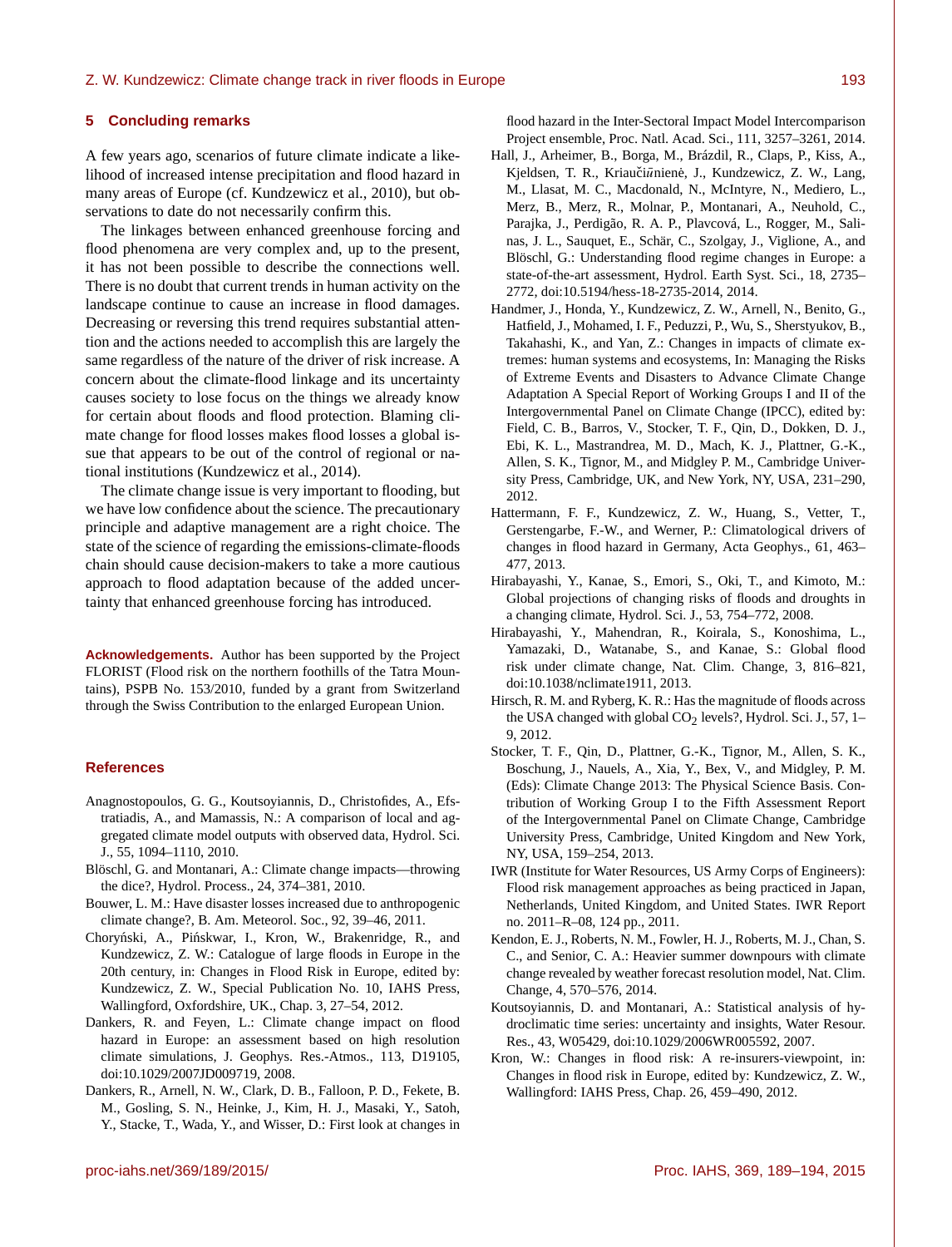## 5 Concluding remarks

A few years ago, scenarios of future climate indicate a likelihood of increased intense precipitation and flood hazard in many areas of Europe (cf. Kundzewicz et al., 2010), but observations to date do not necessarily confirm this.

The linkages between enhanced greenhouse forcing and flood phenomena are very complex and, up to the present, it has not been possible to describe the connections well. There is no doubt that current trends in human activity on the landscape continue to cause an increase in flood damages. Decreasing or reversing this trend requires substantial attention and the actions needed to accomplish this are largely the same regardless of the nature of the driver of risk increase. A concern about the climate-flood linkage and its uncertainty causes society to lose focus on the things we already know for certain about floods and flood protection. Blaming climate change for flood losses makes flood losses a global issue that appears to be out of the control of regional or national institutions (Kundzewicz et al., 2014).

The climate change issue is very important to flooding, but we have low confidence about the science. The precautionary principle and adaptive management are a right choice. The state of the science of regarding the emissions-climate-floods chain should cause decision-makers to take a more cautious approach to flood adaptation because of the added uncertainty that enhanced greenhouse forcing has introduced.

**Acknowledgements.** Author has been supported by the Project FLORIST (Flood risk on the northern foothills of the Tatra Mountains), PSPB No. 153/2010, funded by a grant from Switzerland through the Swiss Contribution to the enlarged European Union.

## References

Anagnostopoulos, G. G., Koutsoyiannis, D., Christofides, A., Efstratiadis, A., and Mamassis, N.: A comparison of local and aggregated climate model outputs with observed data, Hydrol. Sci. J., 55, 1094–1110, 2010.

Blöschl, G. and Montanari, A.: Climate change impacts—throwing the dice?, Hydrol. Process., 24, 374–381, 2010.

Bouwer, L. M.: Have disaster losses increased due to anthropogenic climate change?, B. Am. Meteorol. Soc., 92, 39–46, 2011.

Choryński, A., Pińskwar, I., Kron, W., Brakenridge, R., and Kundzewicz, Z. W.: Catalogue of large floods in Europe in the 20th century, in: Changes in Flood Risk in Europe, edited by: Kundzewicz, Z. W., Special Publication No. 10, IAHS Press, Wallingford, Oxfordshire, UK., Chap. 3, 27–54, 2012.

Dankers, R. and Feyen, L.: Climate change impact on flood hazard in Europe: an assessment based on high resolution climate simulations, J. Geophys. Res.-Atmos., 113, D19105, doi:10.1029/2007JD009719, 2008.

Dankers, R., Arnell, N. W., Clark, D. B., Falloon, P. D., Fekete, B. M., Gosling, S. N., Heinke, J., Kim, H. J., Masaki, Y., Satoh, Y., Stacke, T., Wada, Y., and Wisser, D.: First look at changes in flood hazard in the Inter-Sectoral Impact Model Intercomparison Project ensemble, Proc. Natl. Acad. Sci., 111, 3257–3261, 2014.

Hall, J., Arheimer, B., Borga, M., Brázdil, R., Claps, P., Kiss, A., Kjeldsen, T. R., Kriaučiūnienė, J., Kundzewicz, Z. W., Lang, M., Llasat, M. C., Macdonald, N., McIntyre, N., Mediero, L., Merz, B., Merz, R., Molnar, P., Montanari, A., Neuhold, C., Parajka, J., Perdigão, R. A. P., Plavcová, L., Rogger, M., Salinas, J. L., Sauquet, E., Schär, C., Szolgay, J., Viglione, A., and Blöschl, G.: Understanding flood regime changes in Europe: a state-of-the-art assessment, Hydrol. Earth Syst. Sci., 18, 2735–2772, doi:10.5194/hess-18-2735-2014, 2014.

Handmer, J., Honda, Y., Kundzewicz, Z. W., Arnell, N., Benito, G., Hatfield, J., Mohamed, I. F., Peduzzi, P., Wu, S., Sherstyukov, B., Takahashi, K., and Yan, Z.: Changes in impacts of climate extremes: human systems and ecosystems, In: Managing the Risks of Extreme Events and Disasters to Advance Climate Change Adaptation A Special Report of Working Groups I and II of the Intergovernmental Panel on Climate Change (IPCC), edited by: Field, C. B., Barros, V., Stocker, T. F., Qin, D., Dokken, D. J., Ebi, K. L., Mastrandrea, M. D., Mach, K. J., Plattner, G.-K., Allen, S. K., Tignor, M., and Midgley P. M., Cambridge University Press, Cambridge, UK, and New York, NY, USA, 231–290, 2012.

Hattermann, F. F., Kundzewicz, Z. W., Huang, S., Vetter, T., Gerstengarbe, F.-W., and Werner, P.: Climatological drivers of changes in flood hazard in Germany, Acta Geophys., 61, 463–477, 2013.

Hirabayashi, Y., Kanae, S., Emori, S., Oki, T., and Kimoto, M.: Global projections of changing risks of floods and droughts in a changing climate, Hydrol. Sci. J., 53, 754–772, 2008.

Hirabayashi, Y., Mahendran, R., Koirala, S., Konoshima, L., Yamazaki, D., Watanabe, S., and Kanae, S.: Global flood risk under climate change, Nat. Clim. Change, 3, 816–821, doi:10.1038/nclimate1911, 2013.

Hirsch, R. M. and Ryberg, K. R.: Has the magnitude of floods across the USA changed with global $CO_2$ levels?, Hydrol. Sci. J., 57, 1–9, 2012.

Stocker, T. F., Qin, D., Plattner, G.-K., Tignor, M., Allen, S. K., Boschung, J., Nauels, A., Xia, Y., Bex, V., and Midgley, P. M. (Eds): Climate Change 2013: The Physical Science Basis. Contribution of Working Group I to the Fifth Assessment Report of the Intergovernmental Panel on Climate Change, Cambridge University Press, Cambridge, United Kingdom and New York, NY, USA, 159–254, 2013.

IWR (Institute for Water Resources, US Army Corps of Engineers): Flood risk management approaches as being practiced in Japan, Netherlands, United Kingdom, and United States. IWR Report no. 2011–R–08, 124 pp., 2011.

Kendon, E. J., Roberts, N. M., Fowler, H. J., Roberts, M. J., Chan, S. C., and Senior, C. A.: Heavier summer downpours with climate change revealed by weather forecast resolution model, Nat. Clim. Change, 4, 570–576, 2014.

Koutsoyiannis, D. and Montanari, A.: Statistical analysis of hydroclimatic time series: uncertainty and insights, Water Resour. Res., 43, W05429, doi:10.1029/2006WR005592, 2007.

Kron, W.: Changes in flood risk: A re-insurers-viewpoint, in: Changes in flood risk in Europe, edited by: Kundzewicz, Z. W., Wallingford: IAHS Press, Chap. 26, 459–490, 2012.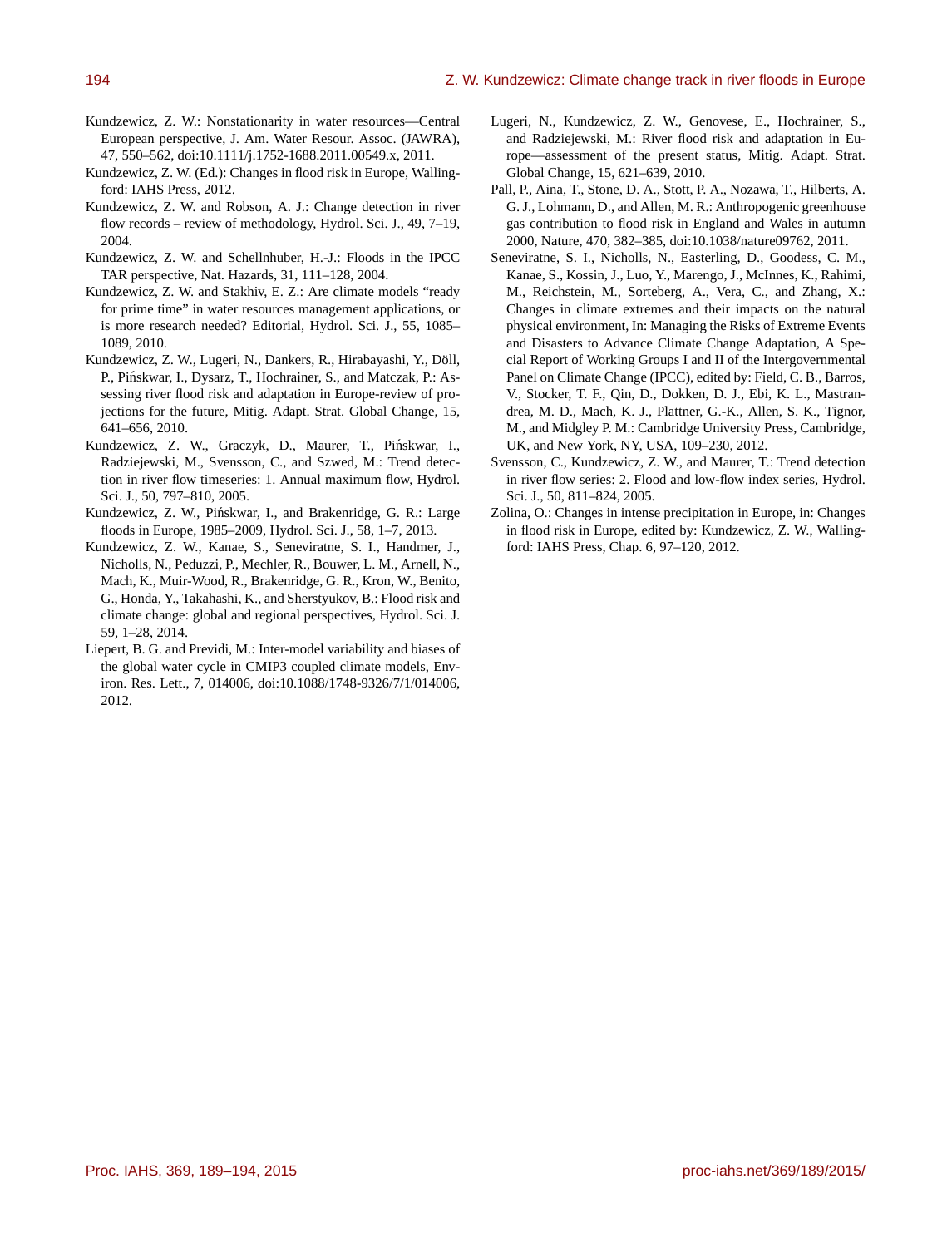Kundzewicz, Z. W.: Nonstationarity in water resources—Central European perspective, J. Am. Water Resour. Assoc. (JAWRA), 47, 550–562, doi:10.1111/j.1752-1688.2011.00549.x, 2011.

Kundzewicz, Z. W. (Ed.): Changes in flood risk in Europe, Wallingford: IAHS Press, 2012.

Kundzewicz, Z. W. and Robson, A. J.: Change detection in river flow records – review of methodology, Hydrol. Sci. J., 49, 7–19, 2004.

Kundzewicz, Z. W. and Schellnhuber, H.-J.: Floods in the IPCC TAR perspective, Nat. Hazards, 31, 111–128, 2004.

Kundzewicz, Z. W. and Stakhiv, E. Z.: Are climate models "ready for prime time" in water resources management applications, or is more research needed? Editorial, Hydrol. Sci. J., 55, 1085–1089, 2010.

Kundzewicz, Z. W., Lugeri, N., Dankers, R., Hirabayashi, Y., Döll, P., Pińskwar, I., Dysarz, T., Hochrainer, S., and Matczak, P.: Assessing river flood risk and adaptation in Europe-review of projections for the future, Mitig. Adapt. Strat. Global Change, 15, 641–656, 2010.

Kundzewicz, Z. W., Graczyk, D., Maurer, T., Pińskwar, I., Radziejewski, M., Svensson, C., and Szwed, M.: Trend detection in river flow timeseries: 1. Annual maximum flow, Hydrol. Sci. J., 50, 797–810, 2005.

Kundzewicz, Z. W., Pińskwar, I., and Brakenridge, G. R.: Large floods in Europe, 1985–2009, Hydrol. Sci. J., 58, 1–7, 2013.

Kundzewicz, Z. W., Kanae, S., Seneviratne, S. I., Handmer, J., Nicholls, N., Peduzzi, P., Mechler, R., Bouwer, L. M., Arnell, N., Mach, K., Muir-Wood, R., Brakenridge, G. R., Kron, W., Benito, G., Honda, Y., Takahashi, K., and Sherstyukov, B.: Flood risk and climate change: global and regional perspectives, Hydrol. Sci. J. 59, 1–28, 2014.

Liepert, B. G. and Previdi, M.: Inter-model variability and biases of the global water cycle in CMIP3 coupled climate models, Environ. Res. Lett., 7, 014006, doi:10.1088/1748-9326/7/1/014006, 2012.

Lugeri, N., Kundzewicz, Z. W., Genovese, E., Hochrainer, S., and Radziejewski, M.: River flood risk and adaptation in Europe—assessment of the present status, Mitig. Adapt. Strat. Global Change, 15, 621–639, 2010.

Pall, P., Aina, T., Stone, D. A., Stott, P. A., Nozawa, T., Hilberts, A. G. J., Lohmann, D., and Allen, M. R.: Anthropogenic greenhouse gas contribution to flood risk in England and Wales in autumn 2000, Nature, 470, 382–385, doi:10.1038/nature09762, 2011.

Seneviratne, S. I., Nicholls, N., Easterling, D., Goodess, C. M., Kanae, S., Kossin, J., Luo, Y., Marengo, J., McInnes, K., Rahimi, M., Reichstein, M., Sorteberg, A., Vera, C., and Zhang, X.: Changes in climate extremes and their impacts on the natural physical environment, In: Managing the Risks of Extreme Events and Disasters to Advance Climate Change Adaptation, A Special Report of Working Groups I and II of the Intergovernmental Panel on Climate Change (IPCC), edited by: Field, C. B., Barros, V., Stocker, T. F., Qin, D., Dokken, D. J., Ebi, K. L., Mastrandrea, M. D., Mach, K. J., Plattner, G.-K., Allen, S. K., Tignor, M., and Midgley P. M.: Cambridge University Press, Cambridge, UK, and New York, NY, USA, 109–230, 2012.

Svensson, C., Kundzewicz, Z. W., and Maurer, T.: Trend detection in river flow series: 2. Flood and low-flow index series, Hydrol. Sci. J., 50, 811–824, 2005.

Zolina, O.: Changes in intense precipitation in Europe, in: Changes in flood risk in Europe, edited by: Kundzewicz, Z. W., Wallingford: IAHS Press, Chap. 6, 97–120, 2012.